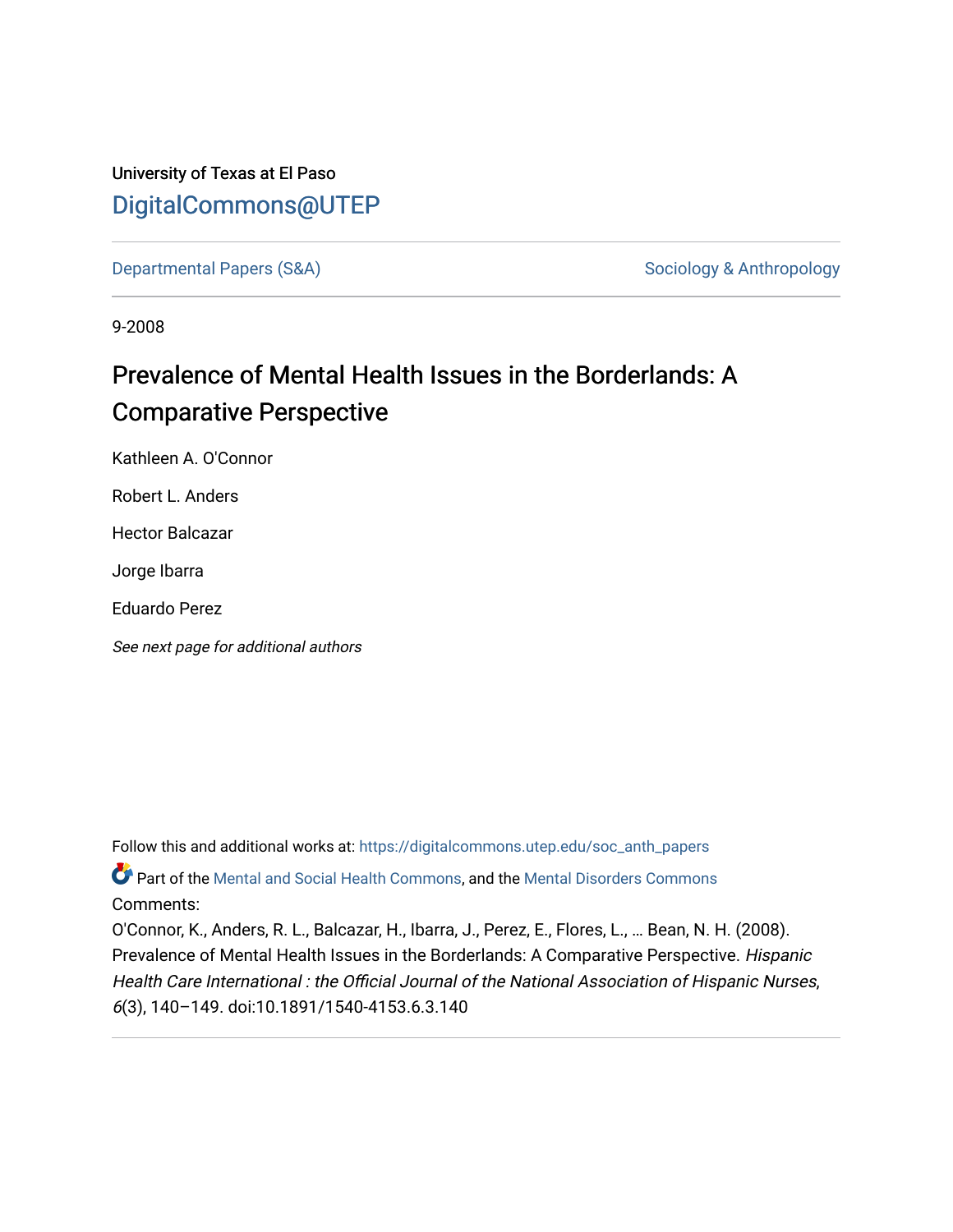University of Texas at El Paso

DigitalCommons@UTEP

Departmental Papers (S&A) | Sociology & Anthropology

9-2008

# Prevalence of Mental Health Issues in the Borderlands: A Comparative Perspective

Kathleen A. O'Connor

Robert L. Anders

Hector Balcazar

Jorge Ibarra

Eduardo Perez

*See next page for additional authors*

Follow this and additional works at: https://digitalcommons.utep.edu/soc_anth_papers

Part of the Mental and Social Health Commons, and the Mental Disorders Commons

Comments:

O'Connor, K., Anders, R. L., Balcazar, H., Ibarra, J., Perez, E., Flores, L., … Bean, N. H. (2008). Prevalence of Mental Health Issues in the Borderlands: A Comparative Perspective. *Hispanic Health Care International : the Official Journal of the National Association of Hispanic Nurses*, *6*(3), 140–149. doi:10.1891/1540-4153.6.3.140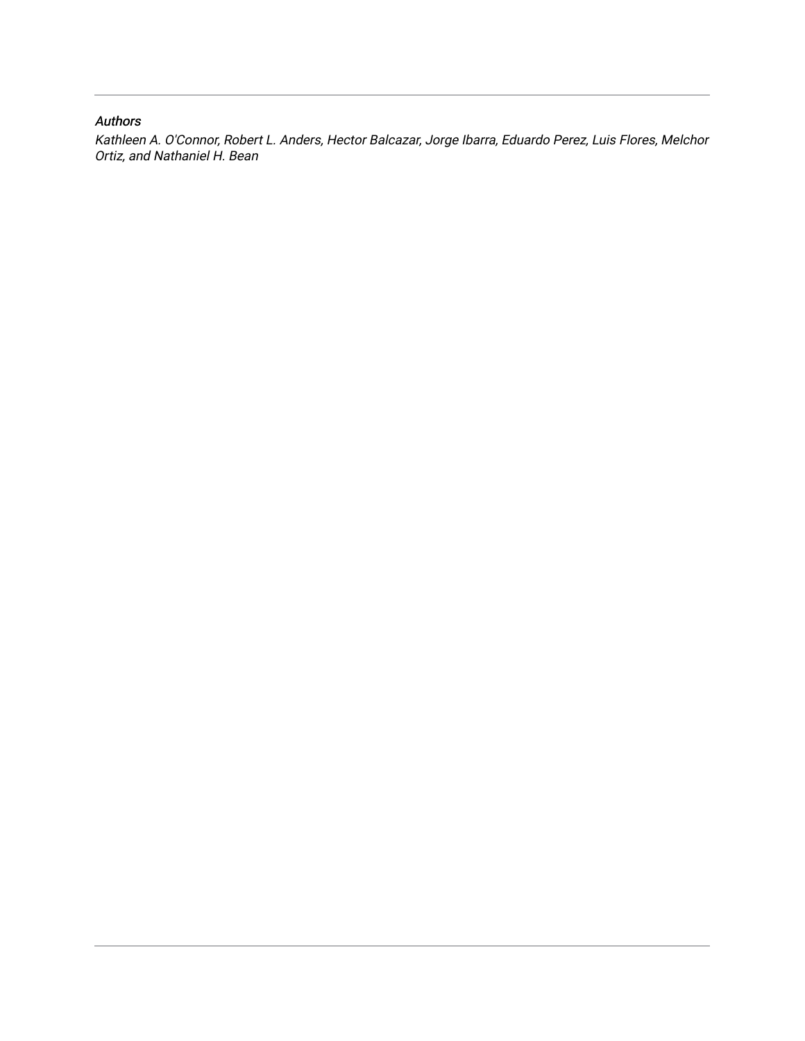*Authors*

*Kathleen A. O'Connor, Robert L. Anders, Hector Balcazar, Jorge Ibarra, Eduardo Perez, Luis Flores, Melchor Ortiz, and Nathaniel H. Bean*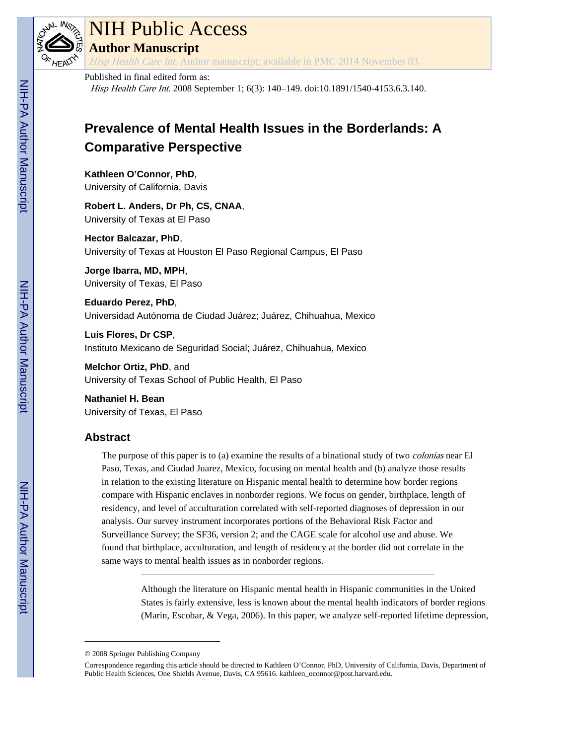Published in final edited form as:

*Hisp Health Care Int*. 2008 September 1; 6(3): 140–149. doi:10.1891/1540-4153.6.3.140.

# Prevalence of Mental Health Issues in the Borderlands: A Comparative Perspective

**Kathleen O'Connor, PhD**,
University of California, Davis

**Robert L. Anders, Dr Ph, CS, CNAA**,
University of Texas at El Paso

**Hector Balcazar, PhD**,
University of Texas at Houston El Paso Regional Campus, El Paso

**Jorge Ibarra, MD, MPH**,
University of Texas, El Paso

**Eduardo Perez, PhD**,
Universidad Autónoma de Ciudad Juárez; Juárez, Chihuahua, Mexico

**Luis Flores, Dr CSP**,
Instituto Mexicano de Seguridad Social; Juárez, Chihuahua, Mexico

**Melchor Ortiz, PhD**, and
University of Texas School of Public Health, El Paso

**Nathaniel H. Bean**
University of Texas, El Paso

## Abstract

The purpose of this paper is to (a) examine the results of a binational study of two *colonias* near El Paso, Texas, and Ciudad Juarez, Mexico, focusing on mental health and (b) analyze those results in relation to the existing literature on Hispanic mental health to determine how border regions compare with Hispanic enclaves in nonborder regions. We focus on gender, birthplace, length of residency, and level of acculturation correlated with self-reported diagnoses of depression in our analysis. Our survey instrument incorporates portions of the Behavioral Risk Factor and Surveillance Survey; the SF36, version 2; and the CAGE scale for alcohol use and abuse. We found that birthplace, acculturation, and length of residency at the border did not correlate in the same ways to mental health issues as in nonborder regions.

---

Although the literature on Hispanic mental health in Hispanic communities in the United States is fairly extensive, less is known about the mental health indicators of border regions (Marin, Escobar, & Vega, 2006). In this paper, we analyze self-reported lifetime depression,

---

© 2008 Springer Publishing Company

Correspondence regarding this article should be directed to Kathleen O'Connor, PhD, University of California, Davis, Department of Public Health Sciences, One Shields Avenue, Davis, CA 95616. kathleen_oconnor@post.harvard.edu.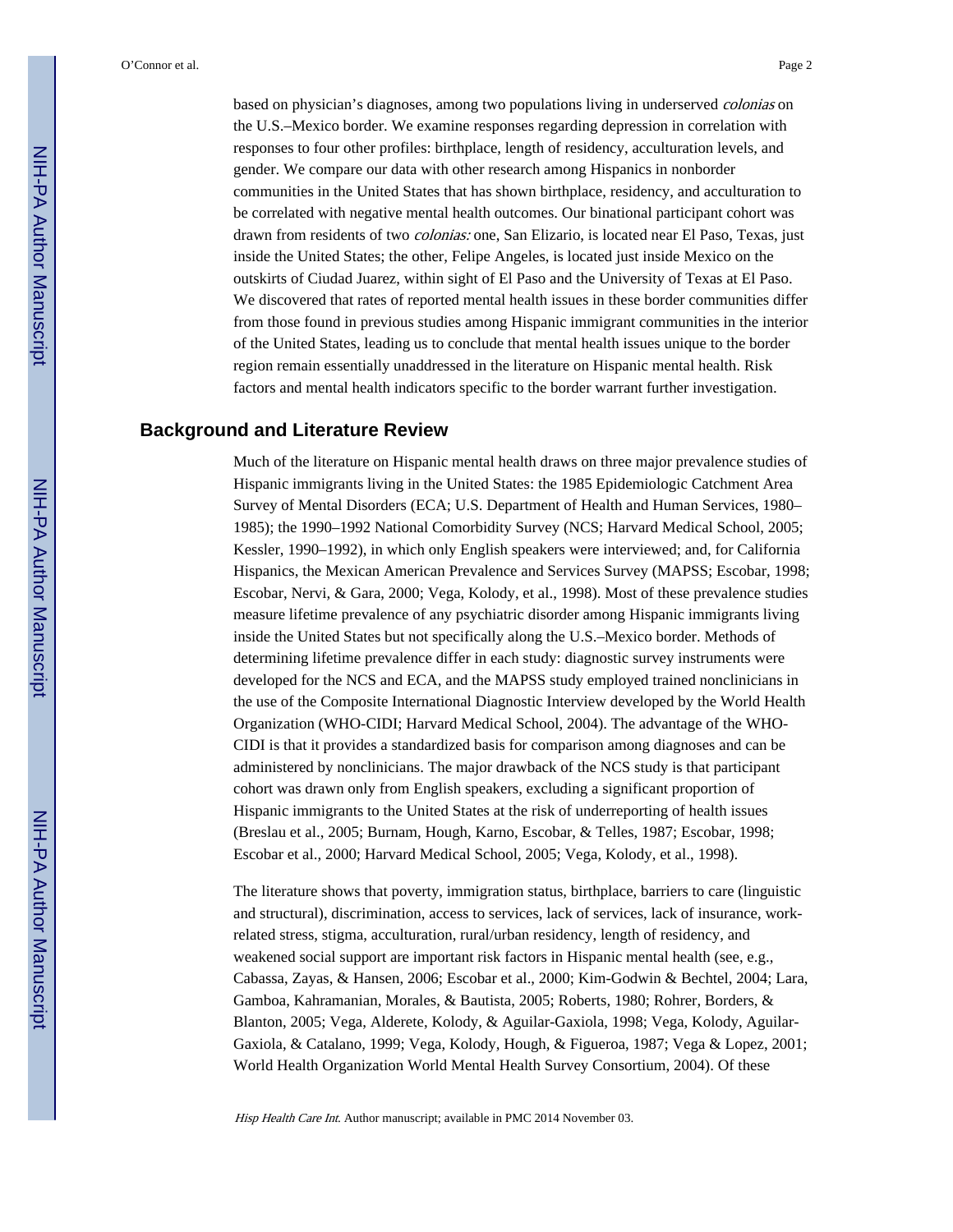based on physician's diagnoses, among two populations living in underserved *colonias* on the U.S.–Mexico border. We examine responses regarding depression in correlation with responses to four other profiles: birthplace, length of residency, acculturation levels, and gender. We compare our data with other research among Hispanics in nonborder communities in the United States that has shown birthplace, residency, and acculturation to be correlated with negative mental health outcomes. Our binational participant cohort was drawn from residents of two *colonias:* one, San Elizario, is located near El Paso, Texas, just inside the United States; the other, Felipe Angeles, is located just inside Mexico on the outskirts of Ciudad Juarez, within sight of El Paso and the University of Texas at El Paso. We discovered that rates of reported mental health issues in these border communities differ from those found in previous studies among Hispanic immigrant communities in the interior of the United States, leading us to conclude that mental health issues unique to the border region remain essentially unaddressed in the literature on Hispanic mental health. Risk factors and mental health indicators specific to the border warrant further investigation.

## Background and Literature Review

Much of the literature on Hispanic mental health draws on three major prevalence studies of Hispanic immigrants living in the United States: the 1985 Epidemiologic Catchment Area Survey of Mental Disorders (ECA; U.S. Department of Health and Human Services, 1980–1985); the 1990–1992 National Comorbidity Survey (NCS; Harvard Medical School, 2005; Kessler, 1990–1992), in which only English speakers were interviewed; and, for California Hispanics, the Mexican American Prevalence and Services Survey (MAPSS; Escobar, 1998; Escobar, Nervi, & Gara, 2000; Vega, Kolody, et al., 1998). Most of these prevalence studies measure lifetime prevalence of any psychiatric disorder among Hispanic immigrants living inside the United States but not specifically along the U.S.–Mexico border. Methods of determining lifetime prevalence differ in each study: diagnostic survey instruments were developed for the NCS and ECA, and the MAPSS study employed trained nonclinicians in the use of the Composite International Diagnostic Interview developed by the World Health Organization (WHO-CIDI; Harvard Medical School, 2004). The advantage of the WHO-CIDI is that it provides a standardized basis for comparison among diagnoses and can be administered by nonclinicians. The major drawback of the NCS study is that participant cohort was drawn only from English speakers, excluding a significant proportion of Hispanic immigrants to the United States at the risk of underreporting of health issues (Breslau et al., 2005; Burnam, Hough, Karno, Escobar, & Telles, 1987; Escobar, 1998; Escobar et al., 2000; Harvard Medical School, 2005; Vega, Kolody, et al., 1998).

The literature shows that poverty, immigration status, birthplace, barriers to care (linguistic and structural), discrimination, access to services, lack of services, lack of insurance, work-related stress, stigma, acculturation, rural/urban residency, length of residency, and weakened social support are important risk factors in Hispanic mental health (see, e.g., Cabassa, Zayas, & Hansen, 2006; Escobar et al., 2000; Kim-Godwin & Bechtel, 2004; Lara, Gamboa, Kahramanian, Morales, & Bautista, 2005; Roberts, 1980; Rohrer, Borders, & Blanton, 2005; Vega, Alderete, Kolody, & Aguilar-Gaxiola, 1998; Vega, Kolody, Aguilar-Gaxiola, & Catalano, 1999; Vega, Kolody, Hough, & Figueroa, 1987; Vega & Lopez, 2001; World Health Organization World Mental Health Survey Consortium, 2004). Of these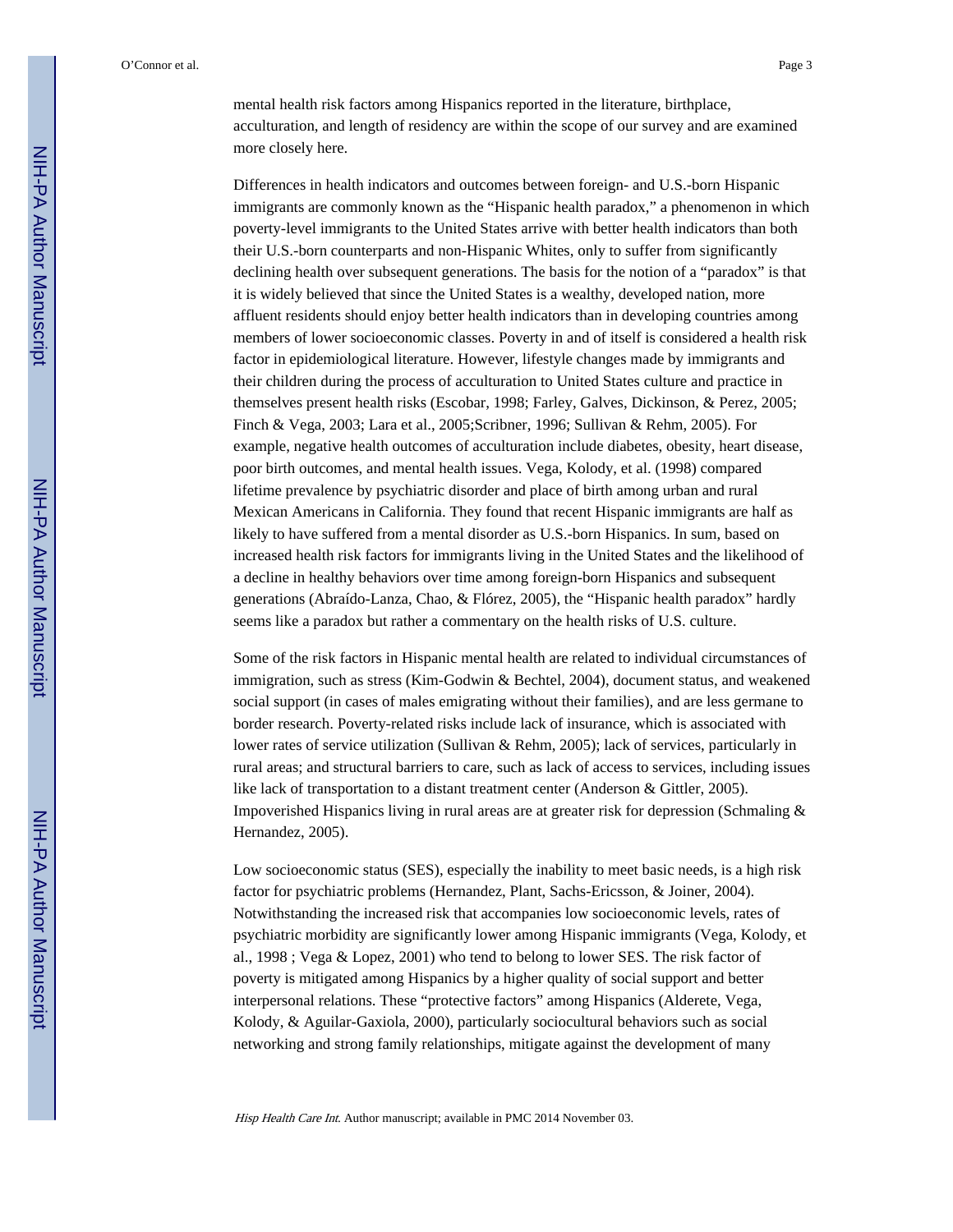mental health risk factors among Hispanics reported in the literature, birthplace, acculturation, and length of residency are within the scope of our survey and are examined more closely here.

Differences in health indicators and outcomes between foreign- and U.S.-born Hispanic immigrants are commonly known as the "Hispanic health paradox," a phenomenon in which poverty-level immigrants to the United States arrive with better health indicators than both their U.S.-born counterparts and non-Hispanic Whites, only to suffer from significantly declining health over subsequent generations. The basis for the notion of a "paradox" is that it is widely believed that since the United States is a wealthy, developed nation, more affluent residents should enjoy better health indicators than in developing countries among members of lower socioeconomic classes. Poverty in and of itself is considered a health risk factor in epidemiological literature. However, lifestyle changes made by immigrants and their children during the process of acculturation to United States culture and practice in themselves present health risks (Escobar, 1998; Farley, Galves, Dickinson, & Perez, 2005; Finch & Vega, 2003; Lara et al., 2005;Scribner, 1996; Sullivan & Rehm, 2005). For example, negative health outcomes of acculturation include diabetes, obesity, heart disease, poor birth outcomes, and mental health issues. Vega, Kolody, et al. (1998) compared lifetime prevalence by psychiatric disorder and place of birth among urban and rural Mexican Americans in California. They found that recent Hispanic immigrants are half as likely to have suffered from a mental disorder as U.S.-born Hispanics. In sum, based on increased health risk factors for immigrants living in the United States and the likelihood of a decline in healthy behaviors over time among foreign-born Hispanics and subsequent generations (Abraído-Lanza, Chao, & Flórez, 2005), the "Hispanic health paradox" hardly seems like a paradox but rather a commentary on the health risks of U.S. culture.

Some of the risk factors in Hispanic mental health are related to individual circumstances of immigration, such as stress (Kim-Godwin & Bechtel, 2004), document status, and weakened social support (in cases of males emigrating without their families), and are less germane to border research. Poverty-related risks include lack of insurance, which is associated with lower rates of service utilization (Sullivan & Rehm, 2005); lack of services, particularly in rural areas; and structural barriers to care, such as lack of access to services, including issues like lack of transportation to a distant treatment center (Anderson & Gittler, 2005). Impoverished Hispanics living in rural areas are at greater risk for depression (Schmaling & Hernandez, 2005).

Low socioeconomic status (SES), especially the inability to meet basic needs, is a high risk factor for psychiatric problems (Hernandez, Plant, Sachs-Ericsson, & Joiner, 2004). Notwithstanding the increased risk that accompanies low socioeconomic levels, rates of psychiatric morbidity are significantly lower among Hispanic immigrants (Vega, Kolody, et al., 1998 ; Vega & Lopez, 2001) who tend to belong to lower SES. The risk factor of poverty is mitigated among Hispanics by a higher quality of social support and better interpersonal relations. These "protective factors" among Hispanics (Alderete, Vega, Kolody, & Aguilar-Gaxiola, 2000), particularly sociocultural behaviors such as social networking and strong family relationships, mitigate against the development of many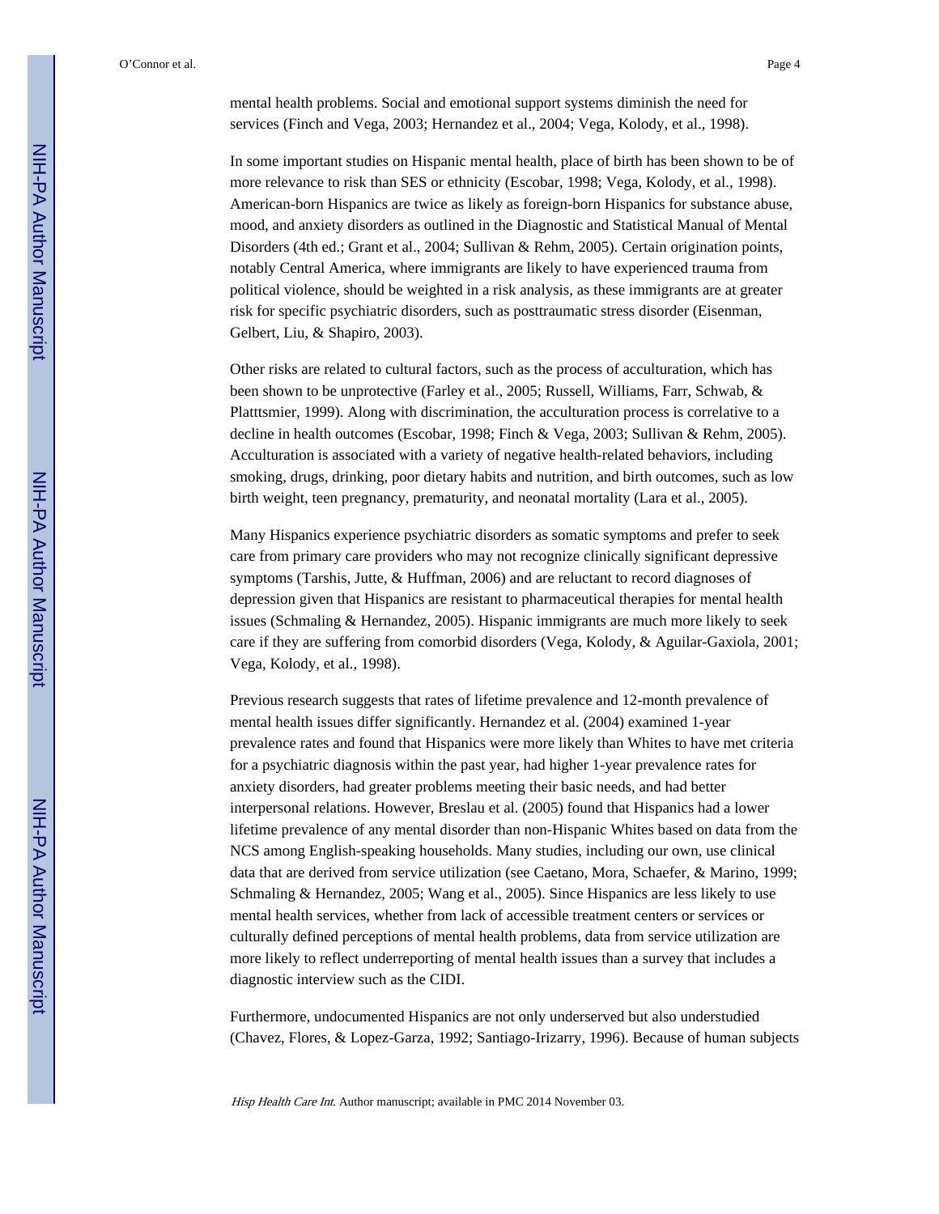mental health problems. Social and emotional support systems diminish the need for services (Finch and Vega, 2003; Hernandez et al., 2004; Vega, Kolody, et al., 1998).

In some important studies on Hispanic mental health, place of birth has been shown to be of more relevance to risk than SES or ethnicity (Escobar, 1998; Vega, Kolody, et al., 1998). American-born Hispanics are twice as likely as foreign-born Hispanics for substance abuse, mood, and anxiety disorders as outlined in the Diagnostic and Statistical Manual of Mental Disorders (4th ed.; Grant et al., 2004; Sullivan & Rehm, 2005). Certain origination points, notably Central America, where immigrants are likely to have experienced trauma from political violence, should be weighted in a risk analysis, as these immigrants are at greater risk for specific psychiatric disorders, such as posttraumatic stress disorder (Eisenman, Gelbert, Liu, & Shapiro, 2003).

Other risks are related to cultural factors, such as the process of acculturation, which has been shown to be unprotective (Farley et al., 2005; Russell, Williams, Farr, Schwab, & Platttsmier, 1999). Along with discrimination, the acculturation process is correlative to a decline in health outcomes (Escobar, 1998; Finch & Vega, 2003; Sullivan & Rehm, 2005). Acculturation is associated with a variety of negative health-related behaviors, including smoking, drugs, drinking, poor dietary habits and nutrition, and birth outcomes, such as low birth weight, teen pregnancy, prematurity, and neonatal mortality (Lara et al., 2005).

Many Hispanics experience psychiatric disorders as somatic symptoms and prefer to seek care from primary care providers who may not recognize clinically significant depressive symptoms (Tarshis, Jutte, & Huffman, 2006) and are reluctant to record diagnoses of depression given that Hispanics are resistant to pharmaceutical therapies for mental health issues (Schmaling & Hernandez, 2005). Hispanic immigrants are much more likely to seek care if they are suffering from comorbid disorders (Vega, Kolody, & Aguilar-Gaxiola, 2001; Vega, Kolody, et al., 1998).

Previous research suggests that rates of lifetime prevalence and 12-month prevalence of mental health issues differ significantly. Hernandez et al. (2004) examined 1-year prevalence rates and found that Hispanics were more likely than Whites to have met criteria for a psychiatric diagnosis within the past year, had higher 1-year prevalence rates for anxiety disorders, had greater problems meeting their basic needs, and had better interpersonal relations. However, Breslau et al. (2005) found that Hispanics had a lower lifetime prevalence of any mental disorder than non-Hispanic Whites based on data from the NCS among English-speaking households. Many studies, including our own, use clinical data that are derived from service utilization (see Caetano, Mora, Schaefer, & Marino, 1999; Schmaling & Hernandez, 2005; Wang et al., 2005). Since Hispanics are less likely to use mental health services, whether from lack of accessible treatment centers or services or culturally defined perceptions of mental health problems, data from service utilization are more likely to reflect underreporting of mental health issues than a survey that includes a diagnostic interview such as the CIDI.

Furthermore, undocumented Hispanics are not only underserved but also understudied (Chavez, Flores, & Lopez-Garza, 1992; Santiago-Irizarry, 1996). Because of human subjects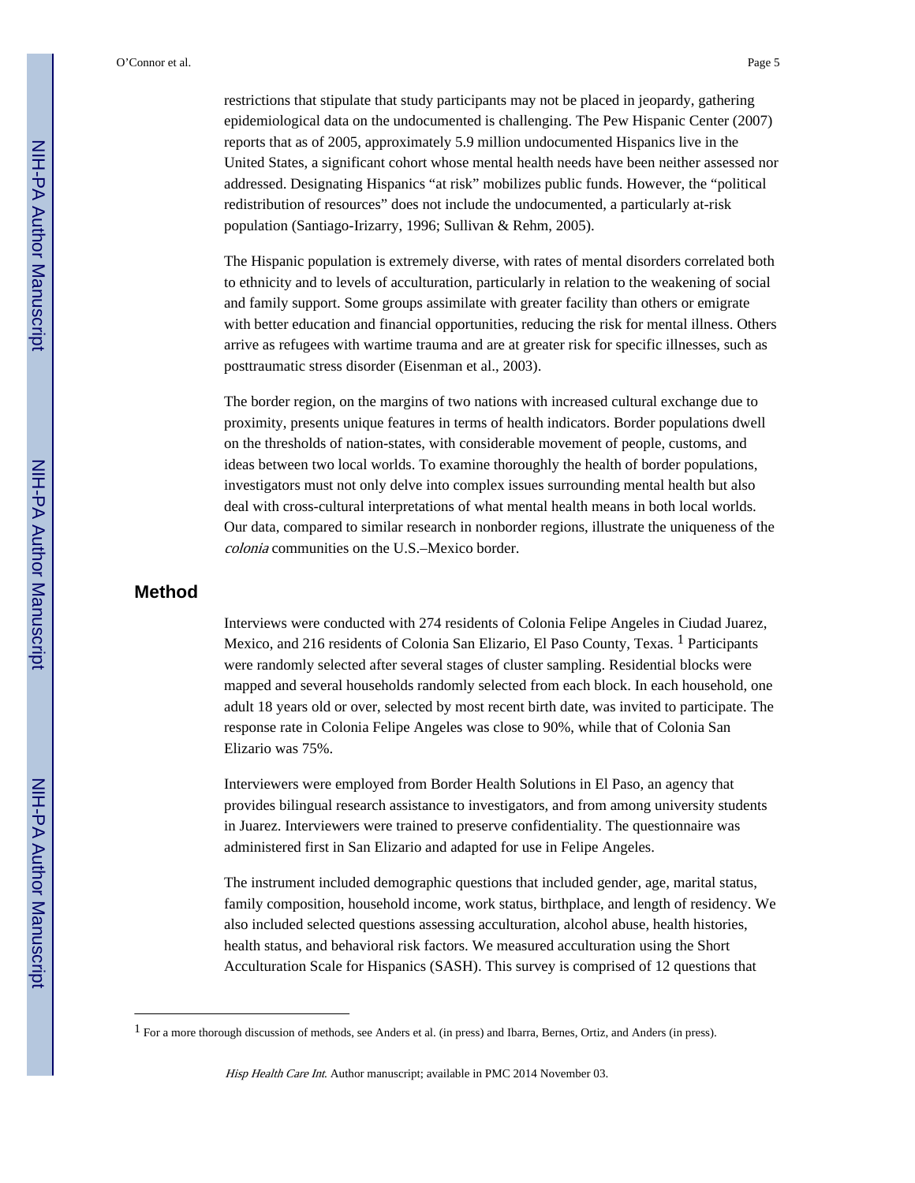restrictions that stipulate that study participants may not be placed in jeopardy, gathering epidemiological data on the undocumented is challenging. The Pew Hispanic Center (2007) reports that as of 2005, approximately 5.9 million undocumented Hispanics live in the United States, a significant cohort whose mental health needs have been neither assessed nor addressed. Designating Hispanics "at risk" mobilizes public funds. However, the "political redistribution of resources" does not include the undocumented, a particularly at-risk population (Santiago-Irizarry, 1996; Sullivan & Rehm, 2005).

The Hispanic population is extremely diverse, with rates of mental disorders correlated both to ethnicity and to levels of acculturation, particularly in relation to the weakening of social and family support. Some groups assimilate with greater facility than others or emigrate with better education and financial opportunities, reducing the risk for mental illness. Others arrive as refugees with wartime trauma and are at greater risk for specific illnesses, such as posttraumatic stress disorder (Eisenman et al., 2003).

The border region, on the margins of two nations with increased cultural exchange due to proximity, presents unique features in terms of health indicators. Border populations dwell on the thresholds of nation-states, with considerable movement of people, customs, and ideas between two local worlds. To examine thoroughly the health of border populations, investigators must not only delve into complex issues surrounding mental health but also deal with cross-cultural interpretations of what mental health means in both local worlds. Our data, compared to similar research in nonborder regions, illustrate the uniqueness of the *colonia* communities on the U.S.–Mexico border.

## Method

Interviews were conducted with 274 residents of Colonia Felipe Angeles in Ciudad Juarez, Mexico, and 216 residents of Colonia San Elizario, El Paso County, Texas. [1] Participants were randomly selected after several stages of cluster sampling. Residential blocks were mapped and several households randomly selected from each block. In each household, one adult 18 years old or over, selected by most recent birth date, was invited to participate. The response rate in Colonia Felipe Angeles was close to 90%, while that of Colonia San Elizario was 75%.

Interviewers were employed from Border Health Solutions in El Paso, an agency that provides bilingual research assistance to investigators, and from among university students in Juarez. Interviewers were trained to preserve confidentiality. The questionnaire was administered first in San Elizario and adapted for use in Felipe Angeles.

The instrument included demographic questions that included gender, age, marital status, family composition, household income, work status, birthplace, and length of residency. We also included selected questions assessing acculturation, alcohol abuse, health histories, health status, and behavioral risk factors. We measured acculturation using the Short Acculturation Scale for Hispanics (SASH). This survey is comprised of 12 questions that

[1] For a more thorough discussion of methods, see Anders et al. (in press) and Ibarra, Bernes, Ortiz, and Anders (in press).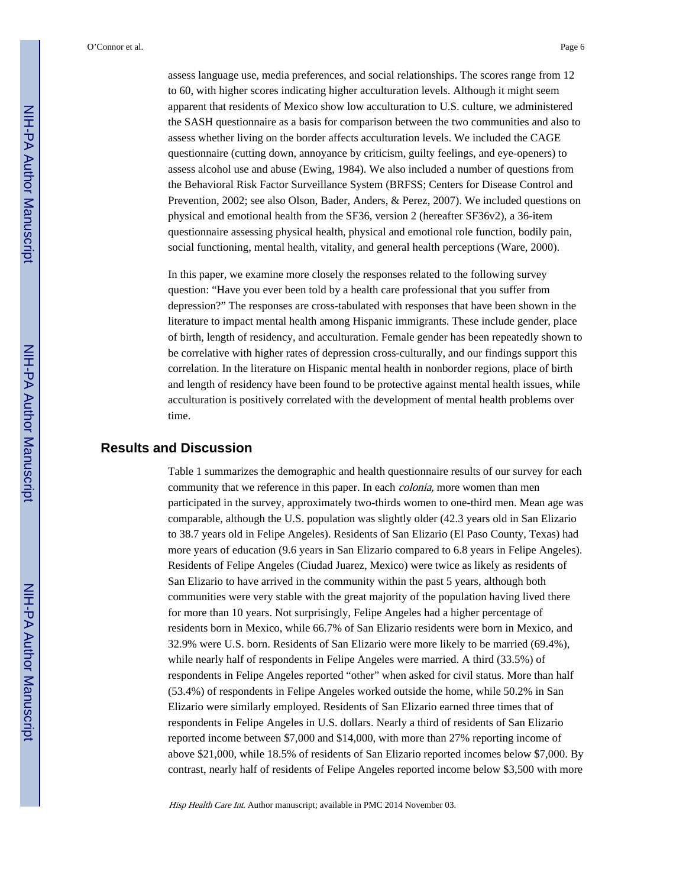assess language use, media preferences, and social relationships. The scores range from 12 to 60, with higher scores indicating higher acculturation levels. Although it might seem apparent that residents of Mexico show low acculturation to U.S. culture, we administered the SASH questionnaire as a basis for comparison between the two communities and also to assess whether living on the border affects acculturation levels. We included the CAGE questionnaire (cutting down, annoyance by criticism, guilty feelings, and eye-openers) to assess alcohol use and abuse (Ewing, 1984). We also included a number of questions from the Behavioral Risk Factor Surveillance System (BRFSS; Centers for Disease Control and Prevention, 2002; see also Olson, Bader, Anders, & Perez, 2007). We included questions on physical and emotional health from the SF36, version 2 (hereafter SF36v2), a 36-item questionnaire assessing physical health, physical and emotional role function, bodily pain, social functioning, mental health, vitality, and general health perceptions (Ware, 2000).

In this paper, we examine more closely the responses related to the following survey question: "Have you ever been told by a health care professional that you suffer from depression?" The responses are cross-tabulated with responses that have been shown in the literature to impact mental health among Hispanic immigrants. These include gender, place of birth, length of residency, and acculturation. Female gender has been repeatedly shown to be correlative with higher rates of depression cross-culturally, and our findings support this correlation. In the literature on Hispanic mental health in nonborder regions, place of birth and length of residency have been found to be protective against mental health issues, while acculturation is positively correlated with the development of mental health problems over time.

## Results and Discussion

Table 1 summarizes the demographic and health questionnaire results of our survey for each community that we reference in this paper. In each *colonia,* more women than men participated in the survey, approximately two-thirds women to one-third men. Mean age was comparable, although the U.S. population was slightly older (42.3 years old in San Elizario to 38.7 years old in Felipe Angeles). Residents of San Elizario (El Paso County, Texas) had more years of education (9.6 years in San Elizario compared to 6.8 years in Felipe Angeles). Residents of Felipe Angeles (Ciudad Juarez, Mexico) were twice as likely as residents of San Elizario to have arrived in the community within the past 5 years, although both communities were very stable with the great majority of the population having lived there for more than 10 years. Not surprisingly, Felipe Angeles had a higher percentage of residents born in Mexico, while 66.7% of San Elizario residents were born in Mexico, and 32.9% were U.S. born. Residents of San Elizario were more likely to be married (69.4%), while nearly half of respondents in Felipe Angeles were married. A third (33.5%) of respondents in Felipe Angeles reported "other" when asked for civil status. More than half (53.4%) of respondents in Felipe Angeles worked outside the home, while 50.2% in San Elizario were similarly employed. Residents of San Elizario earned three times that of respondents in Felipe Angeles in U.S. dollars. Nearly a third of residents of San Elizario reported income between $7,000 and $14,000, with more than 27% reporting income of above $21,000, while 18.5% of residents of San Elizario reported incomes below $7,000. By contrast, nearly half of residents of Felipe Angeles reported income below $3,500 with more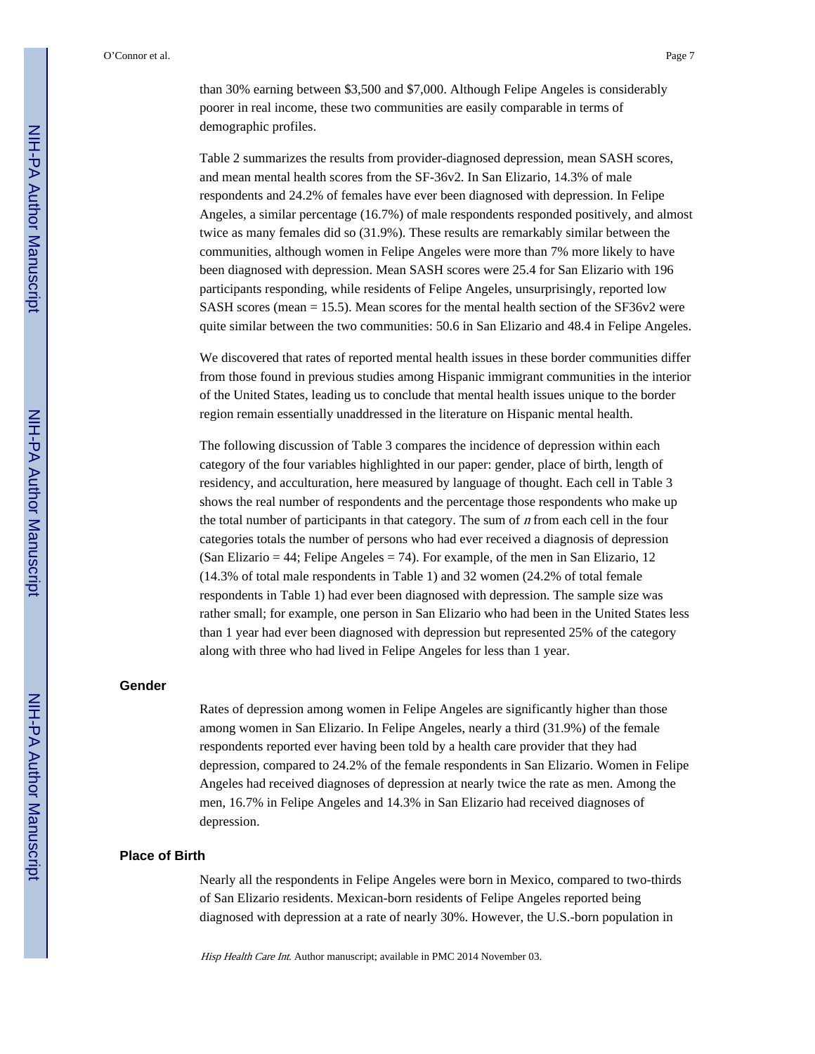than 30% earning between \$3,500 and \$7,000. Although Felipe Angeles is considerably poorer in real income, these two communities are easily comparable in terms of demographic profiles.

Table 2 summarizes the results from provider-diagnosed depression, mean SASH scores, and mean mental health scores from the SF-36v2. In San Elizario, 14.3% of male respondents and 24.2% of females have ever been diagnosed with depression. In Felipe Angeles, a similar percentage (16.7%) of male respondents responded positively, and almost twice as many females did so (31.9%). These results are remarkably similar between the communities, although women in Felipe Angeles were more than 7% more likely to have been diagnosed with depression. Mean SASH scores were 25.4 for San Elizario with 196 participants responding, while residents of Felipe Angeles, unsurprisingly, reported low SASH scores (mean = 15.5). Mean scores for the mental health section of the SF36v2 were quite similar between the two communities: 50.6 in San Elizario and 48.4 in Felipe Angeles.

We discovered that rates of reported mental health issues in these border communities differ from those found in previous studies among Hispanic immigrant communities in the interior of the United States, leading us to conclude that mental health issues unique to the border region remain essentially unaddressed in the literature on Hispanic mental health.

The following discussion of Table 3 compares the incidence of depression within each category of the four variables highlighted in our paper: gender, place of birth, length of residency, and acculturation, here measured by language of thought. Each cell in Table 3 shows the real number of respondents and the percentage those respondents who make up the total number of participants in that category. The sum of *n* from each cell in the four categories totals the number of persons who had ever received a diagnosis of depression (San Elizario = 44; Felipe Angeles = 74). For example, of the men in San Elizario, 12 (14.3% of total male respondents in Table 1) and 32 women (24.2% of total female respondents in Table 1) had ever been diagnosed with depression. The sample size was rather small; for example, one person in San Elizario who had been in the United States less than 1 year had ever been diagnosed with depression but represented 25% of the category along with three who had lived in Felipe Angeles for less than 1 year.

## Gender

Rates of depression among women in Felipe Angeles are significantly higher than those among women in San Elizario. In Felipe Angeles, nearly a third (31.9%) of the female respondents reported ever having been told by a health care provider that they had depression, compared to 24.2% of the female respondents in San Elizario. Women in Felipe Angeles had received diagnoses of depression at nearly twice the rate as men. Among the men, 16.7% in Felipe Angeles and 14.3% in San Elizario had received diagnoses of depression.

## Place of Birth

Nearly all the respondents in Felipe Angeles were born in Mexico, compared to two-thirds of San Elizario residents. Mexican-born residents of Felipe Angeles reported being diagnosed with depression at a rate of nearly 30%. However, the U.S.-born population in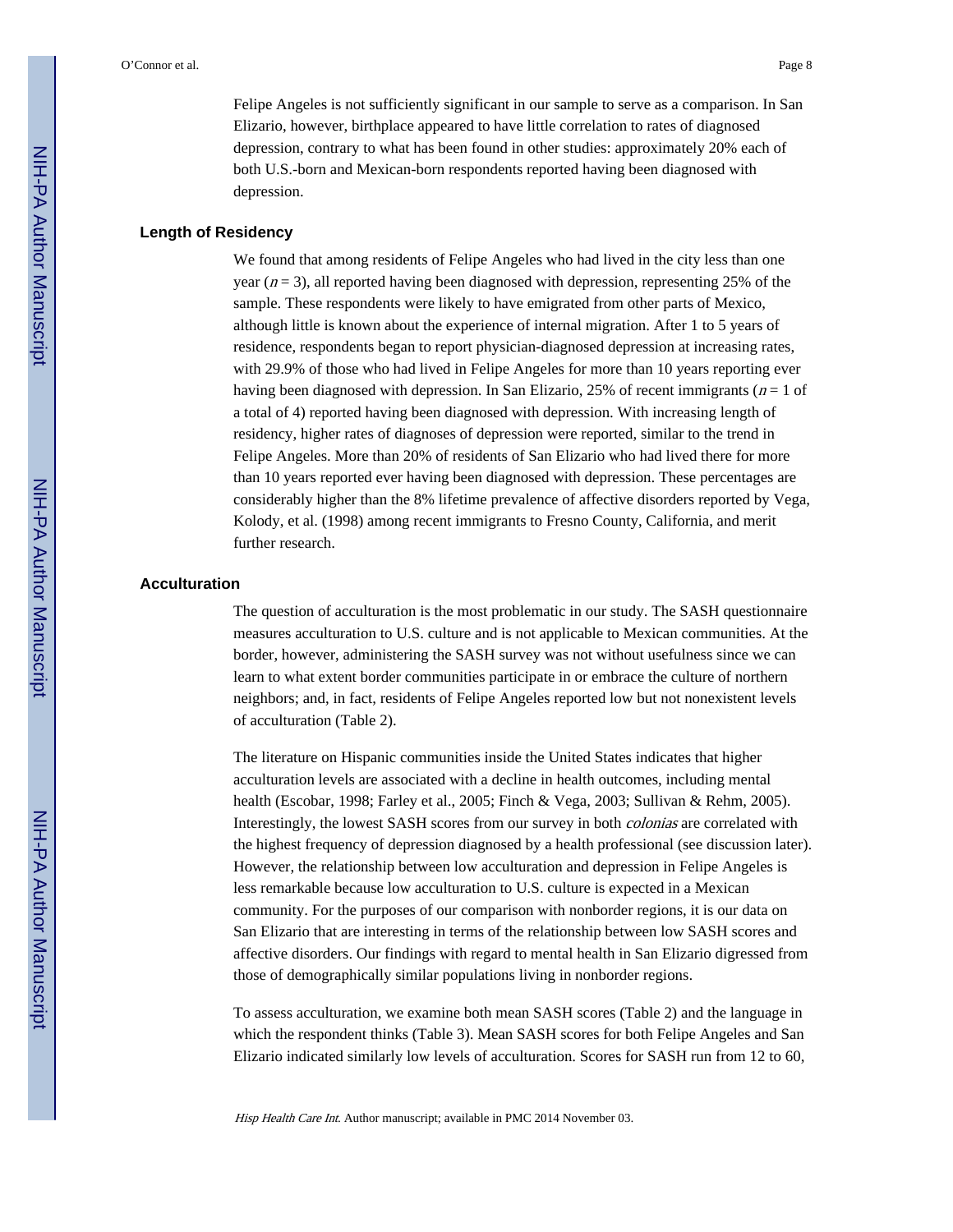Felipe Angeles is not sufficiently significant in our sample to serve as a comparison. In San Elizario, however, birthplace appeared to have little correlation to rates of diagnosed depression, contrary to what has been found in other studies: approximately 20% each of both U.S.-born and Mexican-born respondents reported having been diagnosed with depression.

### Length of Residency

We found that among residents of Felipe Angeles who had lived in the city less than one year ($n = 3$), all reported having been diagnosed with depression, representing 25% of the sample. These respondents were likely to have emigrated from other parts of Mexico, although little is known about the experience of internal migration. After 1 to 5 years of residence, respondents began to report physician-diagnosed depression at increasing rates, with 29.9% of those who had lived in Felipe Angeles for more than 10 years reporting ever having been diagnosed with depression. In San Elizario, 25% of recent immigrants ($n = 1$ of a total of 4) reported having been diagnosed with depression. With increasing length of residency, higher rates of diagnoses of depression were reported, similar to the trend in Felipe Angeles. More than 20% of residents of San Elizario who had lived there for more than 10 years reported ever having been diagnosed with depression. These percentages are considerably higher than the 8% lifetime prevalence of affective disorders reported by Vega, Kolody, et al. (1998) among recent immigrants to Fresno County, California, and merit further research.

### Acculturation

The question of acculturation is the most problematic in our study. The SASH questionnaire measures acculturation to U.S. culture and is not applicable to Mexican communities. At the border, however, administering the SASH survey was not without usefulness since we can learn to what extent border communities participate in or embrace the culture of northern neighbors; and, in fact, residents of Felipe Angeles reported low but not nonexistent levels of acculturation (Table 2).

The literature on Hispanic communities inside the United States indicates that higher acculturation levels are associated with a decline in health outcomes, including mental health (Escobar, 1998; Farley et al., 2005; Finch & Vega, 2003; Sullivan & Rehm, 2005). Interestingly, the lowest SASH scores from our survey in both *colonias* are correlated with the highest frequency of depression diagnosed by a health professional (see discussion later). However, the relationship between low acculturation and depression in Felipe Angeles is less remarkable because low acculturation to U.S. culture is expected in a Mexican community. For the purposes of our comparison with nonborder regions, it is our data on San Elizario that are interesting in terms of the relationship between low SASH scores and affective disorders. Our findings with regard to mental health in San Elizario digressed from those of demographically similar populations living in nonborder regions.

To assess acculturation, we examine both mean SASH scores (Table 2) and the language in which the respondent thinks (Table 3). Mean SASH scores for both Felipe Angeles and San Elizario indicated similarly low levels of acculturation. Scores for SASH run from 12 to 60,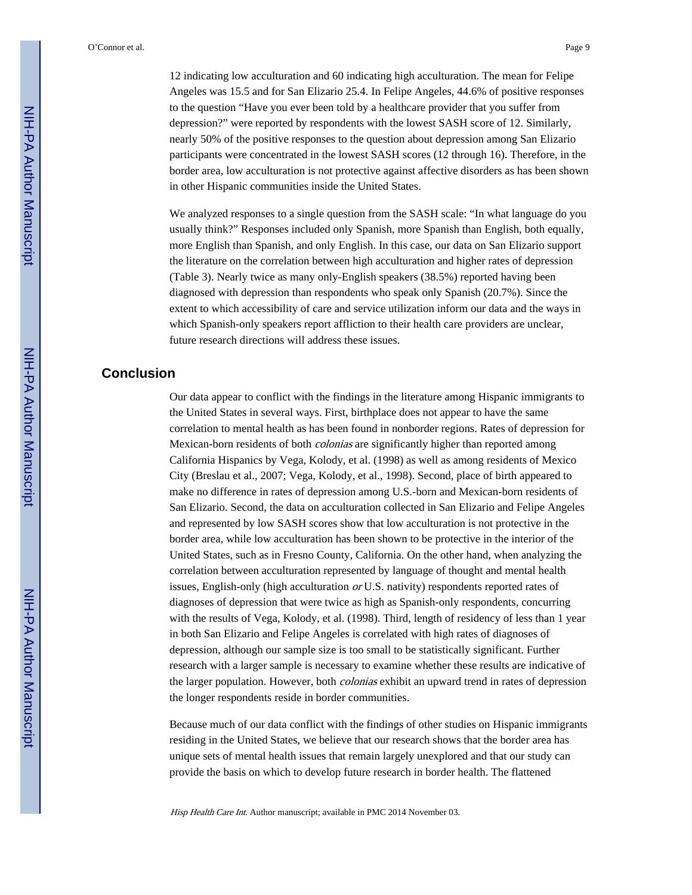12 indicating low acculturation and 60 indicating high acculturation. The mean for Felipe Angeles was 15.5 and for San Elizario 25.4. In Felipe Angeles, 44.6% of positive responses to the question "Have you ever been told by a healthcare provider that you suffer from depression?" were reported by respondents with the lowest SASH score of 12. Similarly, nearly 50% of the positive responses to the question about depression among San Elizario participants were concentrated in the lowest SASH scores (12 through 16). Therefore, in the border area, low acculturation is not protective against affective disorders as has been shown in other Hispanic communities inside the United States.

We analyzed responses to a single question from the SASH scale: "In what language do you usually think?" Responses included only Spanish, more Spanish than English, both equally, more English than Spanish, and only English. In this case, our data on San Elizario support the literature on the correlation between high acculturation and higher rates of depression (Table 3). Nearly twice as many only-English speakers (38.5%) reported having been diagnosed with depression than respondents who speak only Spanish (20.7%). Since the extent to which accessibility of care and service utilization inform our data and the ways in which Spanish-only speakers report affliction to their health care providers are unclear, future research directions will address these issues.

## Conclusion

Our data appear to conflict with the findings in the literature among Hispanic immigrants to the United States in several ways. First, birthplace does not appear to have the same correlation to mental health as has been found in nonborder regions. Rates of depression for Mexican-born residents of both *colonias* are significantly higher than reported among California Hispanics by Vega, Kolody, et al. (1998) as well as among residents of Mexico City (Breslau et al., 2007; Vega, Kolody, et al., 1998). Second, place of birth appeared to make no difference in rates of depression among U.S.-born and Mexican-born residents of San Elizario. Second, the data on acculturation collected in San Elizario and Felipe Angeles and represented by low SASH scores show that low acculturation is not protective in the border area, while low acculturation has been shown to be protective in the interior of the United States, such as in Fresno County, California. On the other hand, when analyzing the correlation between acculturation represented by language of thought and mental health issues, English-only (high acculturation *or* U.S. nativity) respondents reported rates of diagnoses of depression that were twice as high as Spanish-only respondents, concurring with the results of Vega, Kolody, et al. (1998). Third, length of residency of less than 1 year in both San Elizario and Felipe Angeles is correlated with high rates of diagnoses of depression, although our sample size is too small to be statistically significant. Further research with a larger sample is necessary to examine whether these results are indicative of the larger population. However, both *colonias* exhibit an upward trend in rates of depression the longer respondents reside in border communities.

Because much of our data conflict with the findings of other studies on Hispanic immigrants residing in the United States, we believe that our research shows that the border area has unique sets of mental health issues that remain largely unexplored and that our study can provide the basis on which to develop future research in border health. The flattened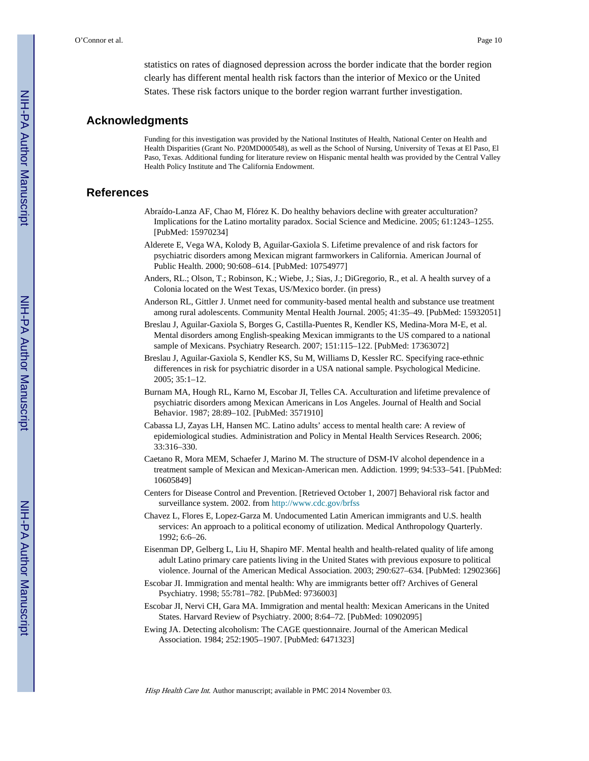statistics on rates of diagnosed depression across the border indicate that the border region clearly has different mental health risk factors than the interior of Mexico or the United States. These risk factors unique to the border region warrant further investigation.

## Acknowledgments

Funding for this investigation was provided by the National Institutes of Health, National Center on Health and Health Disparities (Grant No. P20MD000548), as well as the School of Nursing, University of Texas at El Paso, El Paso, Texas. Additional funding for literature review on Hispanic mental health was provided by the Central Valley Health Policy Institute and The California Endowment.

## References

Abraído-Lanza AF, Chao M, Flórez K. Do healthy behaviors decline with greater acculturation? Implications for the Latino mortality paradox. Social Science and Medicine. 2005; 61:1243–1255. [PubMed: 15970234]

Alderete E, Vega WA, Kolody B, Aguilar-Gaxiola S. Lifetime prevalence of and risk factors for psychiatric disorders among Mexican migrant farmworkers in California. American Journal of Public Health. 2000; 90:608–614. [PubMed: 10754977]

Anders, RL.; Olson, T.; Robinson, K.; Wiebe, J.; Sias, J.; DiGregorio, R., et al. A health survey of a Colonia located on the West Texas, US/Mexico border. (in press)

Anderson RL, Gittler J. Unmet need for community-based mental health and substance use treatment among rural adolescents. Community Mental Health Journal. 2005; 41:35–49. [PubMed: 15932051]

Breslau J, Aguilar-Gaxiola S, Borges G, Castilla-Puentes R, Kendler KS, Medina-Mora M-E, et al. Mental disorders among English-speaking Mexican immigrants to the US compared to a national sample of Mexicans. Psychiatry Research. 2007; 151:115–122. [PubMed: 17363072]

Breslau J, Aguilar-Gaxiola S, Kendler KS, Su M, Williams D, Kessler RC. Specifying race-ethnic differences in risk for psychiatric disorder in a USA national sample. Psychological Medicine. 2005; 35:1–12.

Burnam MA, Hough RL, Karno M, Escobar JI, Telles CA. Acculturation and lifetime prevalence of psychiatric disorders among Mexican Americans in Los Angeles. Journal of Health and Social Behavior. 1987; 28:89–102. [PubMed: 3571910]

Cabassa LJ, Zayas LH, Hansen MC. Latino adults' access to mental health care: A review of epidemiological studies. Administration and Policy in Mental Health Services Research. 2006; 33:316–330.

Caetano R, Mora MEM, Schaefer J, Marino M. The structure of DSM-IV alcohol dependence in a treatment sample of Mexican and Mexican-American men. Addiction. 1999; 94:533–541. [PubMed: 10605849]

Centers for Disease Control and Prevention. [Retrieved October 1, 2007] Behavioral risk factor and surveillance system. 2002. from http://www.cdc.gov/brfss

Chavez L, Flores E, Lopez-Garza M. Undocumented Latin American immigrants and U.S. health services: An approach to a political economy of utilization. Medical Anthropology Quarterly. 1992; 6:6–26.

Eisenman DP, Gelberg L, Liu H, Shapiro MF. Mental health and health-related quality of life among adult Latino primary care patients living in the United States with previous exposure to political violence. Journal of the American Medical Association. 2003; 290:627–634. [PubMed: 12902366]

Escobar JI. Immigration and mental health: Why are immigrants better off? Archives of General Psychiatry. 1998; 55:781–782. [PubMed: 9736003]

Escobar JI, Nervi CH, Gara MA. Immigration and mental health: Mexican Americans in the United States. Harvard Review of Psychiatry. 2000; 8:64–72. [PubMed: 10902095]

Ewing JA. Detecting alcoholism: The CAGE questionnaire. Journal of the American Medical Association. 1984; 252:1905–1907. [PubMed: 6471323]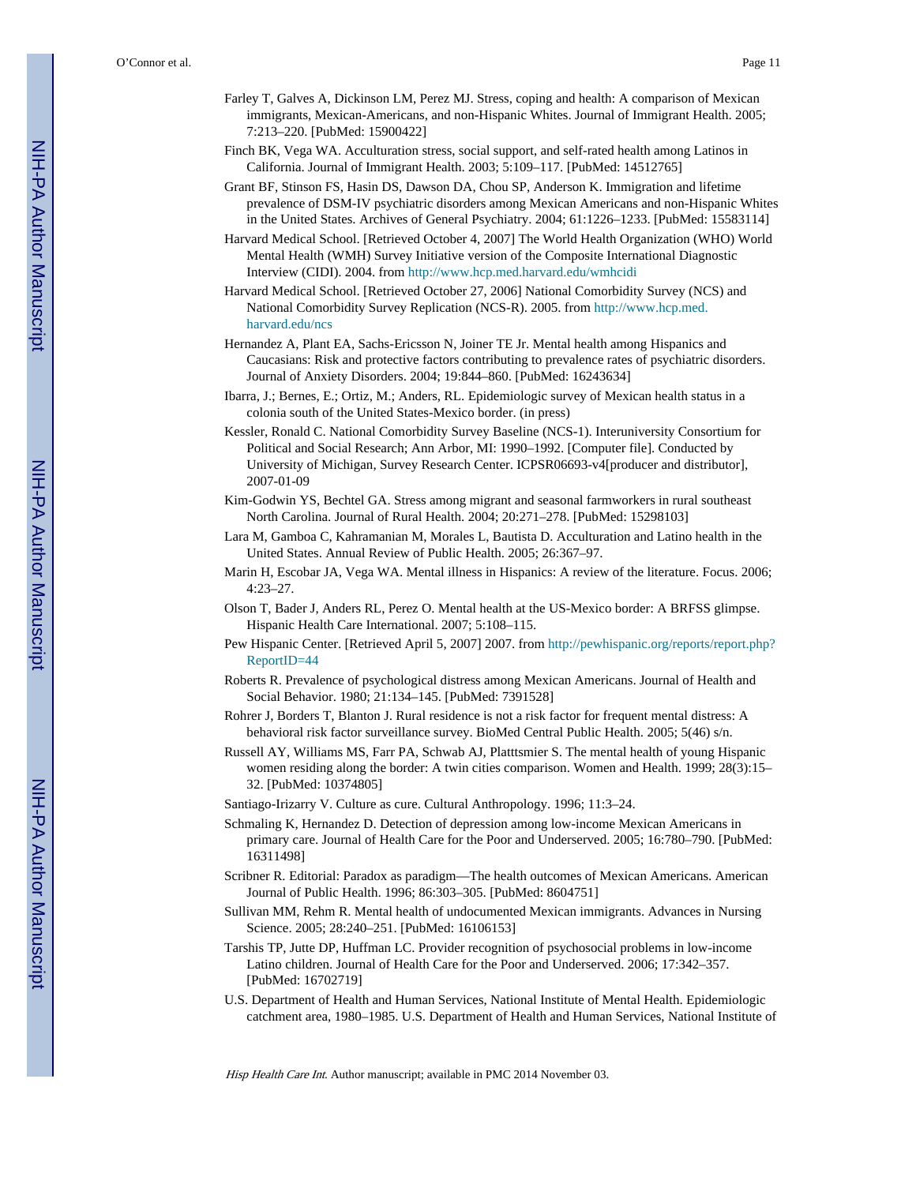Farley T, Galves A, Dickinson LM, Perez MJ. Stress, coping and health: A comparison of Mexican immigrants, Mexican-Americans, and non-Hispanic Whites. Journal of Immigrant Health. 2005; 7:213–220. [PubMed: 15900422]

Finch BK, Vega WA. Acculturation stress, social support, and self-rated health among Latinos in California. Journal of Immigrant Health. 2003; 5:109–117. [PubMed: 14512765]

Grant BF, Stinson FS, Hasin DS, Dawson DA, Chou SP, Anderson K. Immigration and lifetime prevalence of DSM-IV psychiatric disorders among Mexican Americans and non-Hispanic Whites in the United States. Archives of General Psychiatry. 2004; 61:1226–1233. [PubMed: 15583114]

Harvard Medical School. [Retrieved October 4, 2007] The World Health Organization (WHO) World Mental Health (WMH) Survey Initiative version of the Composite International Diagnostic Interview (CIDI). 2004. from http://www.hcp.med.harvard.edu/wmhcidi

Harvard Medical School. [Retrieved October 27, 2006] National Comorbidity Survey (NCS) and National Comorbidity Survey Replication (NCS-R). 2005. from http://www.hcp.med.harvard.edu/ncs

Hernandez A, Plant EA, Sachs-Ericsson N, Joiner TE Jr. Mental health among Hispanics and Caucasians: Risk and protective factors contributing to prevalence rates of psychiatric disorders. Journal of Anxiety Disorders. 2004; 19:844–860. [PubMed: 16243634]

Ibarra, J.; Bernes, E.; Ortiz, M.; Anders, RL. Epidemiologic survey of Mexican health status in a colonia south of the United States-Mexico border. (in press)

Kessler, Ronald C. National Comorbidity Survey Baseline (NCS-1). Interuniversity Consortium for Political and Social Research; Ann Arbor, MI: 1990–1992. [Computer file]. Conducted by University of Michigan, Survey Research Center. ICPSR06693-v4[producer and distributor], 2007-01-09

Kim-Godwin YS, Bechtel GA. Stress among migrant and seasonal farmworkers in rural southeast North Carolina. Journal of Rural Health. 2004; 20:271–278. [PubMed: 15298103]

Lara M, Gamboa C, Kahramanian M, Morales L, Bautista D. Acculturation and Latino health in the United States. Annual Review of Public Health. 2005; 26:367–97.

Marin H, Escobar JA, Vega WA. Mental illness in Hispanics: A review of the literature. Focus. 2006; 4:23–27.

Olson T, Bader J, Anders RL, Perez O. Mental health at the US-Mexico border: A BRFSS glimpse. Hispanic Health Care International. 2007; 5:108–115.

Pew Hispanic Center. [Retrieved April 5, 2007] 2007. from http://pewhispanic.org/reports/report.php?ReportID=44

Roberts R. Prevalence of psychological distress among Mexican Americans. Journal of Health and Social Behavior. 1980; 21:134–145. [PubMed: 7391528]

Rohrer J, Borders T, Blanton J. Rural residence is not a risk factor for frequent mental distress: A behavioral risk factor surveillance survey. BioMed Central Public Health. 2005; 5(46) s/n.

Russell AY, Williams MS, Farr PA, Schwab AJ, Platttsmier S. The mental health of young Hispanic women residing along the border: A twin cities comparison. Women and Health. 1999; 28(3):15–32. [PubMed: 10374805]

Santiago-Irizarry V. Culture as cure. Cultural Anthropology. 1996; 11:3–24.

Schmaling K, Hernandez D. Detection of depression among low-income Mexican Americans in primary care. Journal of Health Care for the Poor and Underserved. 2005; 16:780–790. [PubMed: 16311498]

Scribner R. Editorial: Paradox as paradigm—The health outcomes of Mexican Americans. American Journal of Public Health. 1996; 86:303–305. [PubMed: 8604751]

Sullivan MM, Rehm R. Mental health of undocumented Mexican immigrants. Advances in Nursing Science. 2005; 28:240–251. [PubMed: 16106153]

Tarshis TP, Jutte DP, Huffman LC. Provider recognition of psychosocial problems in low-income Latino children. Journal of Health Care for the Poor and Underserved. 2006; 17:342–357. [PubMed: 16702719]

U.S. Department of Health and Human Services, National Institute of Mental Health. Epidemiologic catchment area, 1980–1985. U.S. Department of Health and Human Services, National Institute of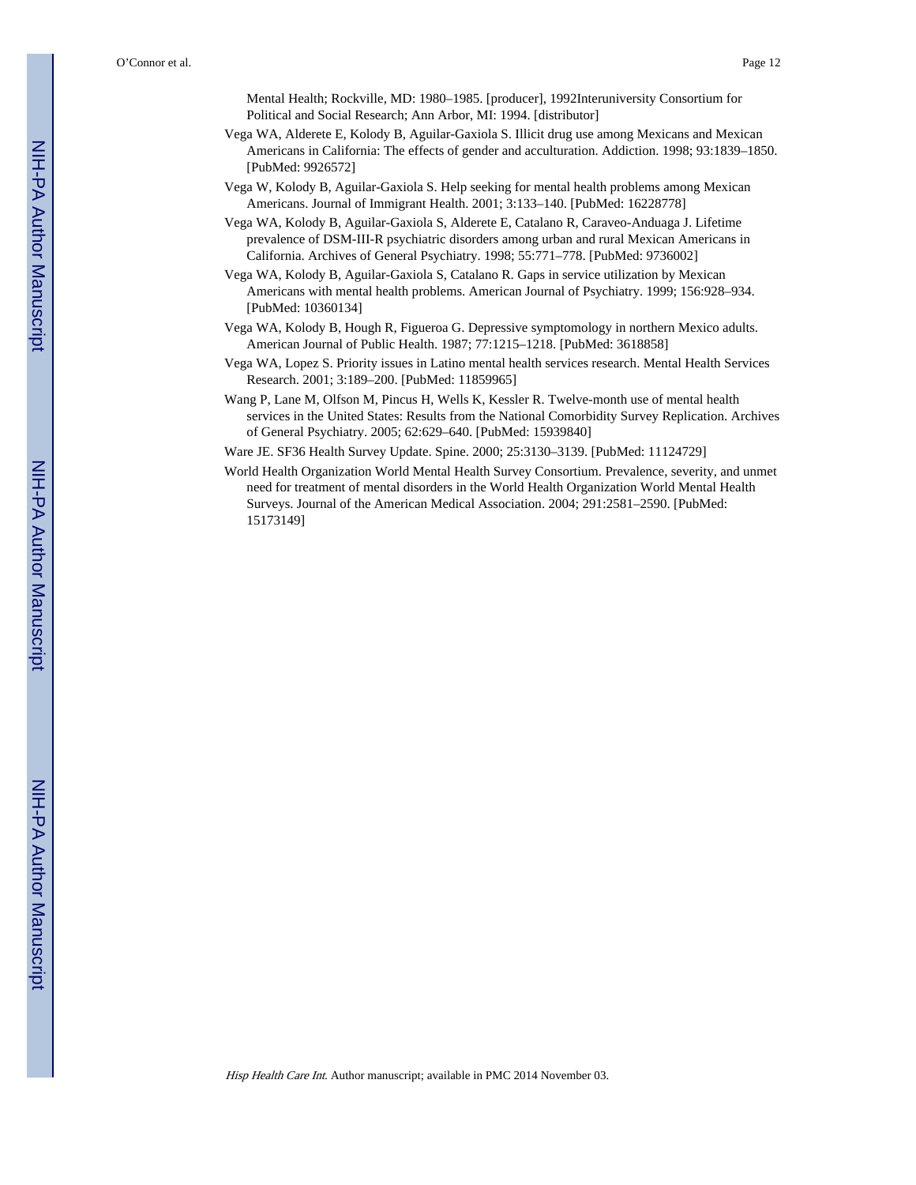Mental Health; Rockville, MD: 1980–1985. [producer], 1992Interuniversity Consortium for Political and Social Research; Ann Arbor, MI: 1994. [distributor]

Vega WA, Alderete E, Kolody B, Aguilar-Gaxiola S. Illicit drug use among Mexicans and Mexican Americans in California: The effects of gender and acculturation. Addiction. 1998; 93:1839–1850. [PubMed: 9926572]

Vega W, Kolody B, Aguilar-Gaxiola S. Help seeking for mental health problems among Mexican Americans. Journal of Immigrant Health. 2001; 3:133–140. [PubMed: 16228778]

Vega WA, Kolody B, Aguilar-Gaxiola S, Alderete E, Catalano R, Caraveo-Anduaga J. Lifetime prevalence of DSM-III-R psychiatric disorders among urban and rural Mexican Americans in California. Archives of General Psychiatry. 1998; 55:771–778. [PubMed: 9736002]

Vega WA, Kolody B, Aguilar-Gaxiola S, Catalano R. Gaps in service utilization by Mexican Americans with mental health problems. American Journal of Psychiatry. 1999; 156:928–934. [PubMed: 10360134]

Vega WA, Kolody B, Hough R, Figueroa G. Depressive symptomology in northern Mexico adults. American Journal of Public Health. 1987; 77:1215–1218. [PubMed: 3618858]

Vega WA, Lopez S. Priority issues in Latino mental health services research. Mental Health Services Research. 2001; 3:189–200. [PubMed: 11859965]

Wang P, Lane M, Olfson M, Pincus H, Wells K, Kessler R. Twelve-month use of mental health services in the United States: Results from the National Comorbidity Survey Replication. Archives of General Psychiatry. 2005; 62:629–640. [PubMed: 15939840]

Ware JE. SF36 Health Survey Update. Spine. 2000; 25:3130–3139. [PubMed: 11124729]

World Health Organization World Mental Health Survey Consortium. Prevalence, severity, and unmet need for treatment of mental disorders in the World Health Organization World Mental Health Surveys. Journal of the American Medical Association. 2004; 291:2581–2590. [PubMed: 15173149]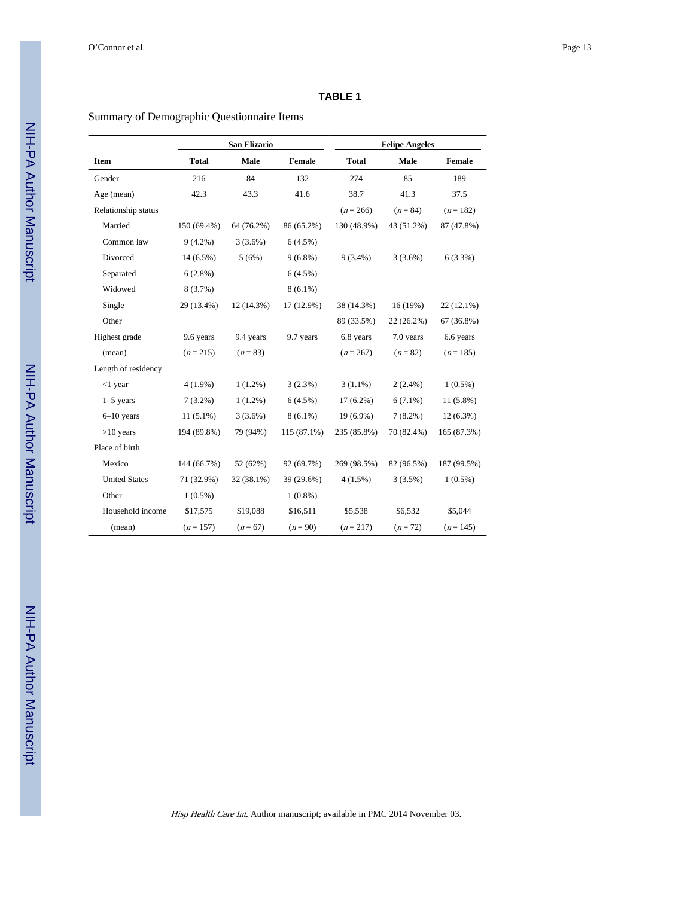**TABLE 1**

Summary of Demographic Questionnaire Items

| Item | San Elizario | | | Felipe Angeles | | |
|---|---|---|---|---|---|---|
| | **Total** | **Male** | **Female** | **Total** | **Male** | **Female** |
| Gender | 216 | 84 | 132 | 274 | 85 | 189 |
| Age (mean) | 42.3 | 43.3 | 41.6 | 38.7 | 41.3 | 37.5 |
| Relationship status | | | | ($n = 266$) | ($n = 84$) | ($n = 182$) |
| Married | 150 (69.4%) | 64 (76.2%) | 86 (65.2%) | 130 (48.9%) | 43 (51.2%) | 87 (47.8%) |
| Common law | 9 (4.2%) | 3 (3.6%) | 6 (4.5%) | | | |
| Divorced | 14 (6.5%) | 5 (6%) | 9 (6.8%) | 9 (3.4%) | 3 (3.6%) | 6 (3.3%) |
| Separated | 6 (2.8%) | | 6 (4.5%) | | | |
| Widowed | 8 (3.7%) | | 8 (6.1%) | | | |
| Single | 29 (13.4%) | 12 (14.3%) | 17 (12.9%) | 38 (14.3%) | 16 (19%) | 22 (12.1%) |
| Other | | | | 89 (33.5%) | 22 (26.2%) | 67 (36.8%) |
| Highest grade | 9.6 years | 9.4 years | 9.7 years | 6.8 years | 7.0 years | 6.6 years |
| (mean) | ($n = 215$) | ($n = 83$) | | ($n = 267$) | ($n = 82$) | ($n = 185$) |
| Length of residency | | | | | | |
| <1 year | 4 (1.9%) | 1 (1.2%) | 3 (2.3%) | 3 (1.1%) | 2 (2.4%) | 1 (0.5%) |
| 1–5 years | 7 (3.2%) | 1 (1.2%) | 6 (4.5%) | 17 (6.2%) | 6 (7.1%) | 11 (5.8%) |
| 6–10 years | 11 (5.1%) | 3 (3.6%) | 8 (6.1%) | 19 (6.9%) | 7 (8.2%) | 12 (6.3%) |
| >10 years | 194 (89.8%) | 79 (94%) | 115 (87.1%) | 235 (85.8%) | 70 (82.4%) | 165 (87.3%) |
| Place of birth | | | | | | |
| Mexico | 144 (66.7%) | 52 (62%) | 92 (69.7%) | 269 (98.5%) | 82 (96.5%) | 187 (99.5%) |
| United States | 71 (32.9%) | 32 (38.1%) | 39 (29.6%) | 4 (1.5%) | 3 (3.5%) | 1 (0.5%) |
| Other | 1 (0.5%) | | 1 (0.8%) | | | |
| Household income | $17,575 | $19,088 | $16,511 | $5,538 | $6,532 | $5,044 |
| (mean) | ($n = 157$) | ($n = 67$) | ($n = 90$) | ($n = 217$) | ($n = 72$) | ($n = 145$) |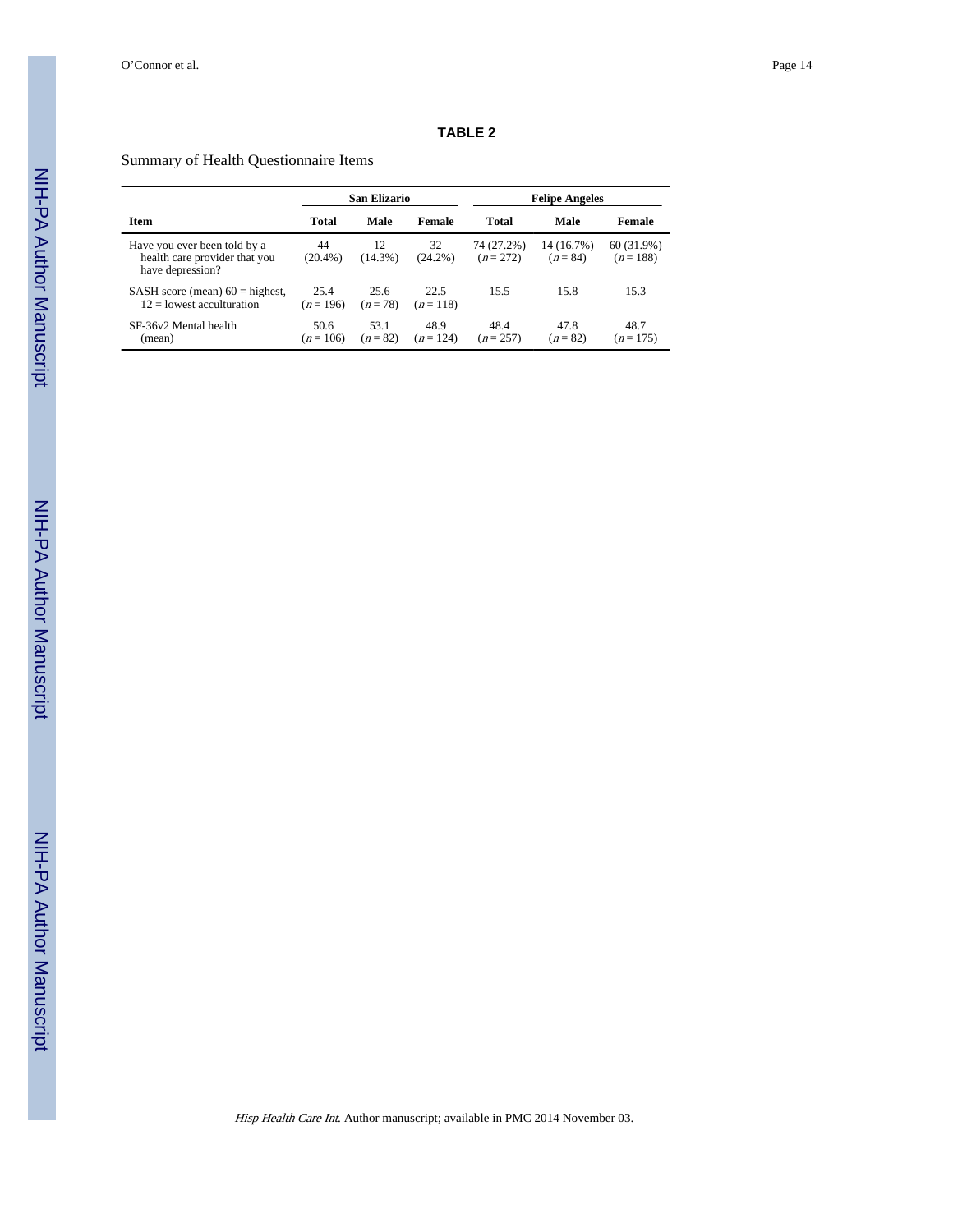**TABLE 2**

Summary of Health Questionnaire Items

| | San Elizario | | | Felipe Angeles | | |
|---|---|---|---|---|---|---|
| **Item** | **Total** | **Male** | **Female** | **Total** | **Male** | **Female** |
| Have you ever been told by a health care provider that you have depression? | 44 (20.4%) | 12 (14.3%) | 32 (24.2%) | 74 (27.2%) ($n = 272$) | 14 (16.7%) ($n = 84$) | 60 (31.9%) ($n = 188$) |
| SASH score (mean) 60 = highest, 12 = lowest acculturation | 25.4 ($n = 196$) | 25.6 ($n = 78$) | 22.5 ($n = 118$) | 15.5 | 15.8 | 15.3 |
| SF-36v2 Mental health (mean) | 50.6 ($n = 106$) | 53.1 ($n = 82$) | 48.9 ($n = 124$) | 48.4 ($n = 257$) | 47.8 ($n = 82$) | 48.7 ($n = 175$) |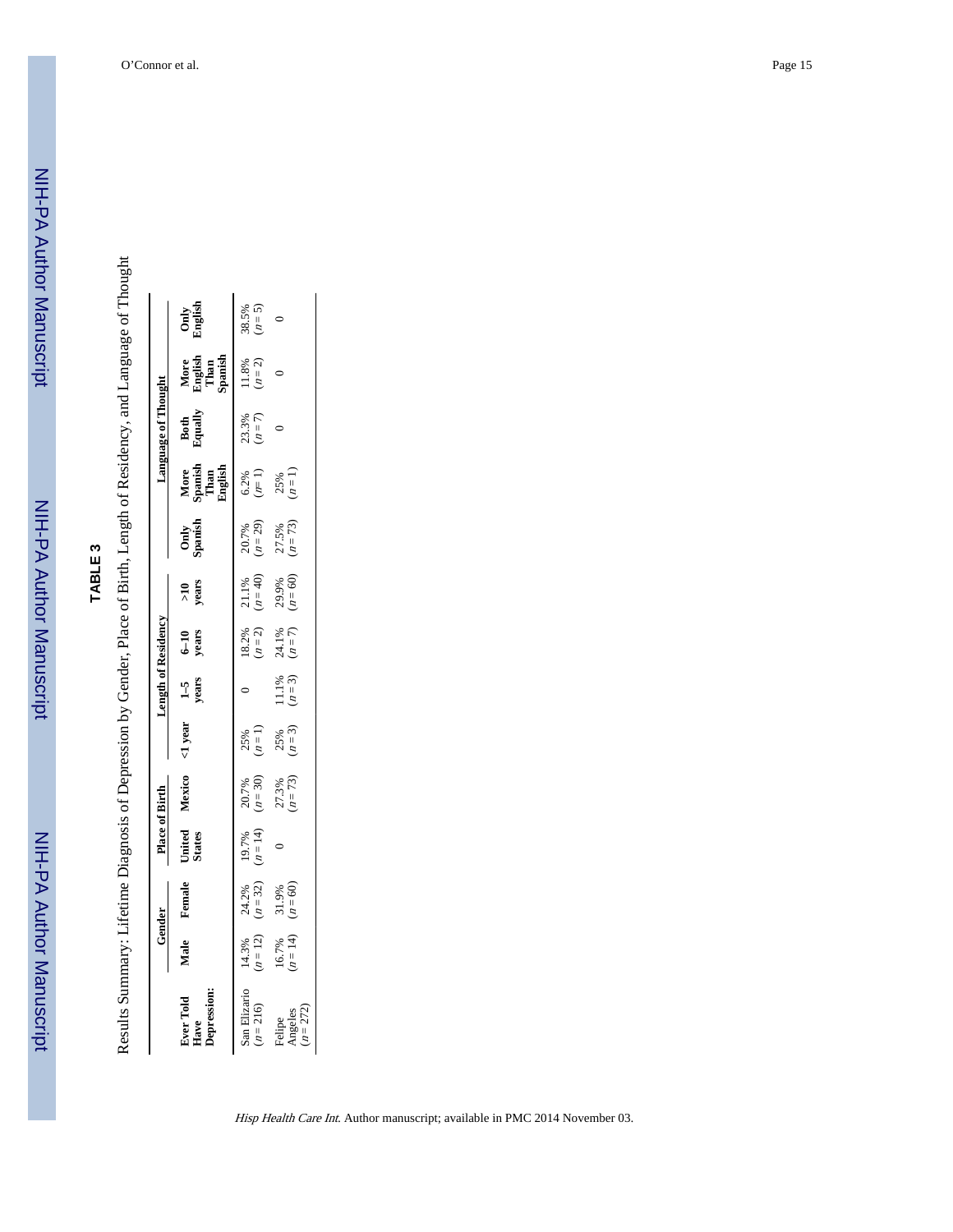## TABLE 3

Results Summary: Lifetime Diagnosis of Depression by Gender, Place of Birth, Length of Residency, and Language of Thought

| Ever Told Have Depression: | Gender | | Place of Birth | | Length of Residency | | | | Language of Thought | | | | |
|---|---|---|---|---|---|---|---|---|---|---|---|---|---|
| | Male | Female | United States | Mexico | <1 year | 1–5 years | 6–10 years | >10 years | Only Spanish | More Spanish Than English | Both Equally | More English Than Spanish | Only English |
| San Elizario ($n$ = 216) | 14.3% ($n$ = 12) | 24.2% ($n$ = 32) | 19.7% ($n$ = 14) | 20.7% ($n$ = 30) | 25% ($n$ = 1) | 0 | 18.2% ($n$ = 2) | 21.1% ($n$ = 40) | 20.7% ($n$ = 29) | 6.2% ($n$= 1) | 23.3% ($n$ = 7) | 11.8% ($n$ = 2) | 38.5% ($n$ = 5) |
| Felipe Angeles ($n$ = 272) | 16.7% ($n$ = 14) | 31.9% ($n$ = 60) | 0 | 27.3% ($n$ = 73) | 25% ($n$ = 3) | 11.1% ($n$ = 3) | 24.1% ($n$ = 7) | 29.9% ($n$ = 60) | 27.5% ($n$ = 73) | 25% ($n$ = 1) | 0 | 0 | 0 |